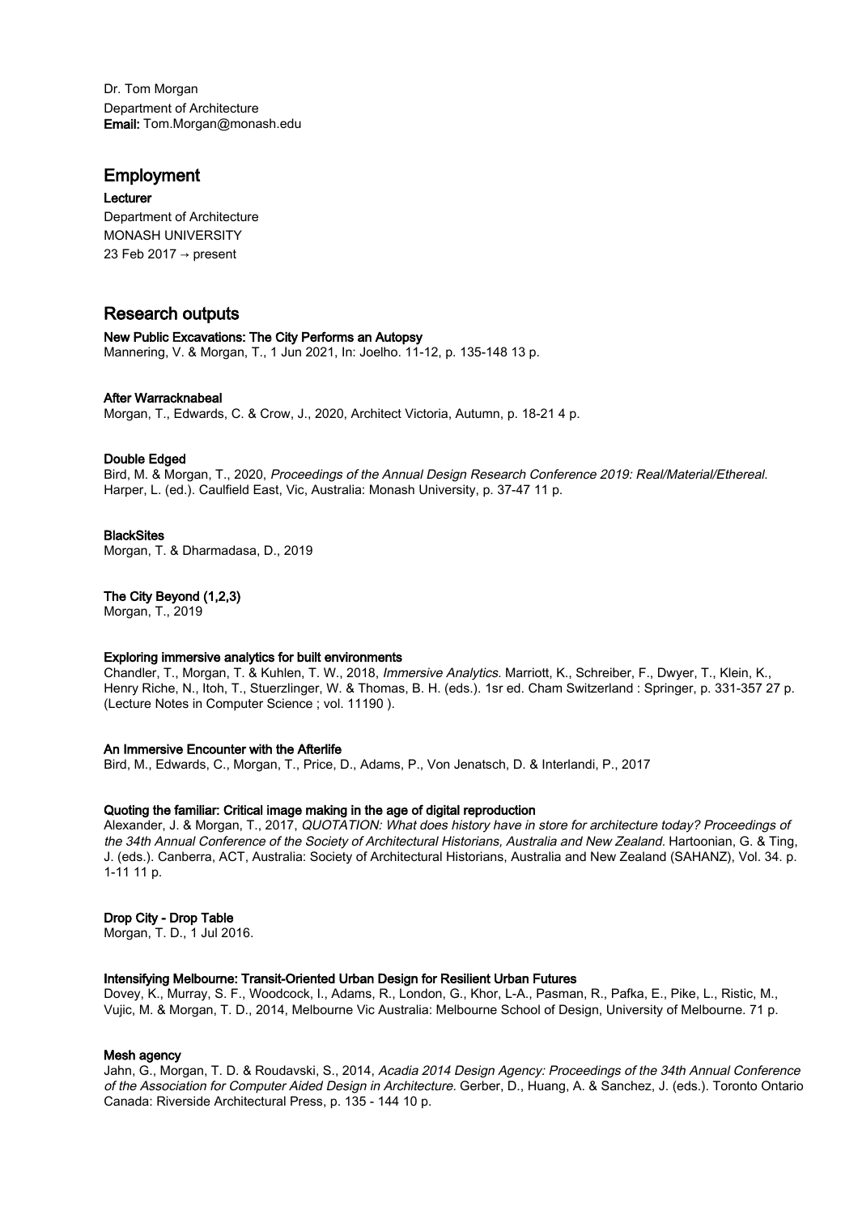Dr. Tom Morgan
Department of Architecture
**Email:** Tom.Morgan@monash.edu

## Employment

**Lecturer**
Department of Architecture
MONASH UNIVERSITY
23 Feb 2017 → present

## Research outputs

**New Public Excavations: The City Performs an Autopsy**
Mannering, V. & Morgan, T., 1 Jun 2021, In: Joelho. 11-12, p. 135-148 13 p.

**After Warracknabeal**
Morgan, T., Edwards, C. & Crow, J., 2020, Architect Victoria, Autumn, p. 18-21 4 p.

**Double Edged**
Bird, M. & Morgan, T., 2020, *Proceedings of the Annual Design Research Conference 2019: Real/Material/Ethereal.* Harper, L. (ed.). Caulfield East, Vic, Australia: Monash University, p. 37-47 11 p.

**BlackSites**
Morgan, T. & Dharmadasa, D., 2019

**The City Beyond (1,2,3)**
Morgan, T., 2019

**Exploring immersive analytics for built environments**
Chandler, T., Morgan, T. & Kuhlen, T. W., 2018, *Immersive Analytics.* Marriott, K., Schreiber, F., Dwyer, T., Klein, K., Henry Riche, N., Itoh, T., Stuerzlinger, W. & Thomas, B. H. (eds.). 1sr ed. Cham Switzerland : Springer, p. 331-357 27 p. (Lecture Notes in Computer Science ; vol. 11190 ).

**An Immersive Encounter with the Afterlife**
Bird, M., Edwards, C., Morgan, T., Price, D., Adams, P., Von Jenatsch, D. & Interlandi, P., 2017

**Quoting the familiar: Critical image making in the age of digital reproduction**
Alexander, J. & Morgan, T., 2017, *QUOTATION: What does history have in store for architecture today? Proceedings of the 34th Annual Conference of the Society of Architectural Historians, Australia and New Zealand.* Hartoonian, G. & Ting, J. (eds.). Canberra, ACT, Australia: Society of Architectural Historians, Australia and New Zealand (SAHANZ), Vol. 34. p. 1-11 11 p.

**Drop City - Drop Table**
Morgan, T. D., 1 Jul 2016.

**Intensifying Melbourne: Transit-Oriented Urban Design for Resilient Urban Futures**
Dovey, K., Murray, S. F., Woodcock, I., Adams, R., London, G., Khor, L-A., Pasman, R., Pafka, E., Pike, L., Ristic, M., Vujic, M. & Morgan, T. D., 2014, Melbourne Vic Australia: Melbourne School of Design, University of Melbourne. 71 p.

**Mesh agency**
Jahn, G., Morgan, T. D. & Roudavski, S., 2014, *Acadia 2014 Design Agency: Proceedings of the 34th Annual Conference of the Association for Computer Aided Design in Architecture.* Gerber, D., Huang, A. & Sanchez, J. (eds.). Toronto Ontario Canada: Riverside Architectural Press, p. 135 - 144 10 p.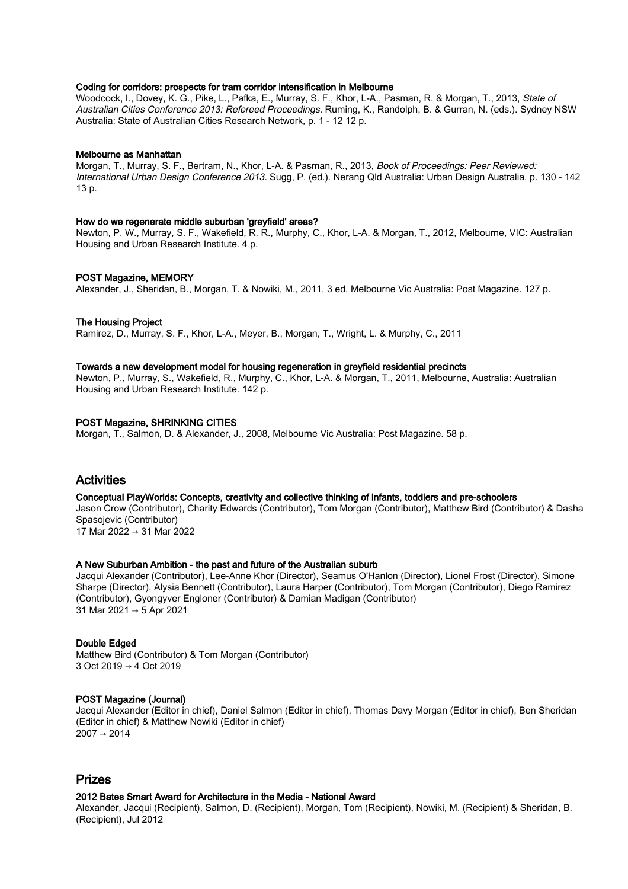**Coding for corridors: prospects for tram corridor intensification in Melbourne**

Woodcock, I., Dovey, K. G., Pike, L., Pafka, E., Murray, S. F., Khor, L-A., Pasman, R. & Morgan, T., 2013, *State of Australian Cities Conference 2013: Refereed Proceedings.* Ruming, K., Randolph, B. & Gurran, N. (eds.). Sydney NSW Australia: State of Australian Cities Research Network, p. 1 - 12 12 p.

**Melbourne as Manhattan**

Morgan, T., Murray, S. F., Bertram, N., Khor, L-A. & Pasman, R., 2013, *Book of Proceedings: Peer Reviewed: International Urban Design Conference 2013.* Sugg, P. (ed.). Nerang Qld Australia: Urban Design Australia, p. 130 - 142 13 p.

**How do we regenerate middle suburban 'greyfield' areas?**

Newton, P. W., Murray, S. F., Wakefield, R. R., Murphy, C., Khor, L-A. & Morgan, T., 2012, Melbourne, VIC: Australian Housing and Urban Research Institute. 4 p.

**POST Magazine, MEMORY**

Alexander, J., Sheridan, B., Morgan, T. & Nowiki, M., 2011, 3 ed. Melbourne Vic Australia: Post Magazine. 127 p.

**The Housing Project**

Ramirez, D., Murray, S. F., Khor, L-A., Meyer, B., Morgan, T., Wright, L. & Murphy, C., 2011

**Towards a new development model for housing regeneration in greyfield residential precincts**

Newton, P., Murray, S., Wakefield, R., Murphy, C., Khor, L-A. & Morgan, T., 2011, Melbourne, Australia: Australian Housing and Urban Research Institute. 142 p.

**POST Magazine, SHRINKING CITIES**

Morgan, T., Salmon, D. & Alexander, J., 2008, Melbourne Vic Australia: Post Magazine. 58 p.

## Activities

**Conceptual PlayWorlds: Concepts, creativity and collective thinking of infants, toddlers and pre-schoolers**

Jason Crow (Contributor), Charity Edwards (Contributor), Tom Morgan (Contributor), Matthew Bird (Contributor) & Dasha Spasojevic (Contributor)
17 Mar 2022 → 31 Mar 2022

**A New Suburban Ambition - the past and future of the Australian suburb**

Jacqui Alexander (Contributor), Lee-Anne Khor (Director), Seamus O'Hanlon (Director), Lionel Frost (Director), Simone Sharpe (Director), Alysia Bennett (Contributor), Laura Harper (Contributor), Tom Morgan (Contributor), Diego Ramirez (Contributor), Gyongyver Engloner (Contributor) & Damian Madigan (Contributor)
31 Mar 2021 → 5 Apr 2021

**Double Edged**

Matthew Bird (Contributor) & Tom Morgan (Contributor)
3 Oct 2019 → 4 Oct 2019

**POST Magazine (Journal)**

Jacqui Alexander (Editor in chief), Daniel Salmon (Editor in chief), Thomas Davy Morgan (Editor in chief), Ben Sheridan (Editor in chief) & Matthew Nowiki (Editor in chief)
2007 → 2014

## Prizes

**2012 Bates Smart Award for Architecture in the Media - National Award**

Alexander, Jacqui (Recipient), Salmon, D. (Recipient), Morgan, Tom (Recipient), Nowiki, M. (Recipient) & Sheridan, B. (Recipient), Jul 2012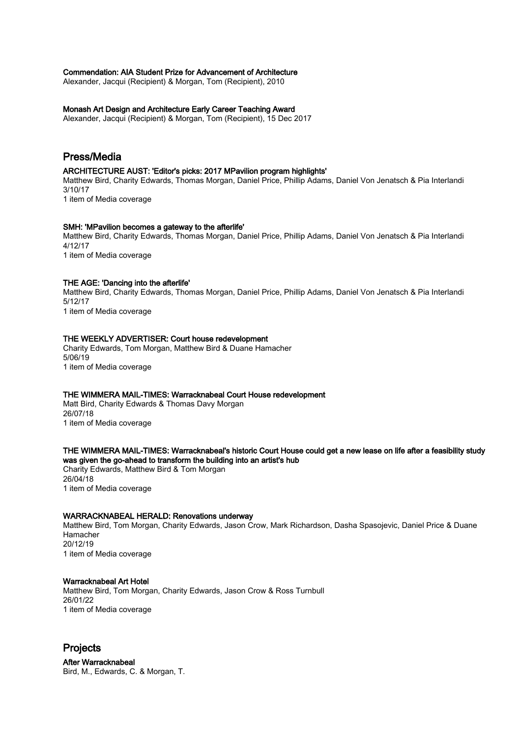**Commendation: AIA Student Prize for Advancement of Architecture**
Alexander, Jacqui (Recipient) & Morgan, Tom (Recipient), 2010

**Monash Art Design and Architecture Early Career Teaching Award**
Alexander, Jacqui (Recipient) & Morgan, Tom (Recipient), 15 Dec 2017

## Press/Media

**ARCHITECTURE AUST: 'Editor's picks: 2017 MPavilion program highlights'**
Matthew Bird, Charity Edwards, Thomas Morgan, Daniel Price, Phillip Adams, Daniel Von Jenatsch & Pia Interlandi
3/10/17
1 item of Media coverage

**SMH: 'MPavilion becomes a gateway to the afterlife'**
Matthew Bird, Charity Edwards, Thomas Morgan, Daniel Price, Phillip Adams, Daniel Von Jenatsch & Pia Interlandi
4/12/17
1 item of Media coverage

**THE AGE: 'Dancing into the afterlife'**
Matthew Bird, Charity Edwards, Thomas Morgan, Daniel Price, Phillip Adams, Daniel Von Jenatsch & Pia Interlandi
5/12/17
1 item of Media coverage

**THE WEEKLY ADVERTISER: Court house redevelopment**
Charity Edwards, Tom Morgan, Matthew Bird & Duane Hamacher
5/06/19
1 item of Media coverage

**THE WIMMERA MAIL-TIMES: Warracknabeal Court House redevelopment**
Matt Bird, Charity Edwards & Thomas Davy Morgan
26/07/18
1 item of Media coverage

**THE WIMMERA MAIL-TIMES: Warracknabeal's historic Court House could get a new lease on life after a feasibility study was given the go-ahead to transform the building into an artist's hub**
Charity Edwards, Matthew Bird & Tom Morgan
26/04/18
1 item of Media coverage

**WARRACKNABEAL HERALD: Renovations underway**
Matthew Bird, Tom Morgan, Charity Edwards, Jason Crow, Mark Richardson, Dasha Spasojevic, Daniel Price & Duane Hamacher
20/12/19
1 item of Media coverage

**Warracknabeal Art Hotel**
Matthew Bird, Tom Morgan, Charity Edwards, Jason Crow & Ross Turnbull
26/01/22
1 item of Media coverage

## Projects

**After Warracknabeal**
Bird, M., Edwards, C. & Morgan, T.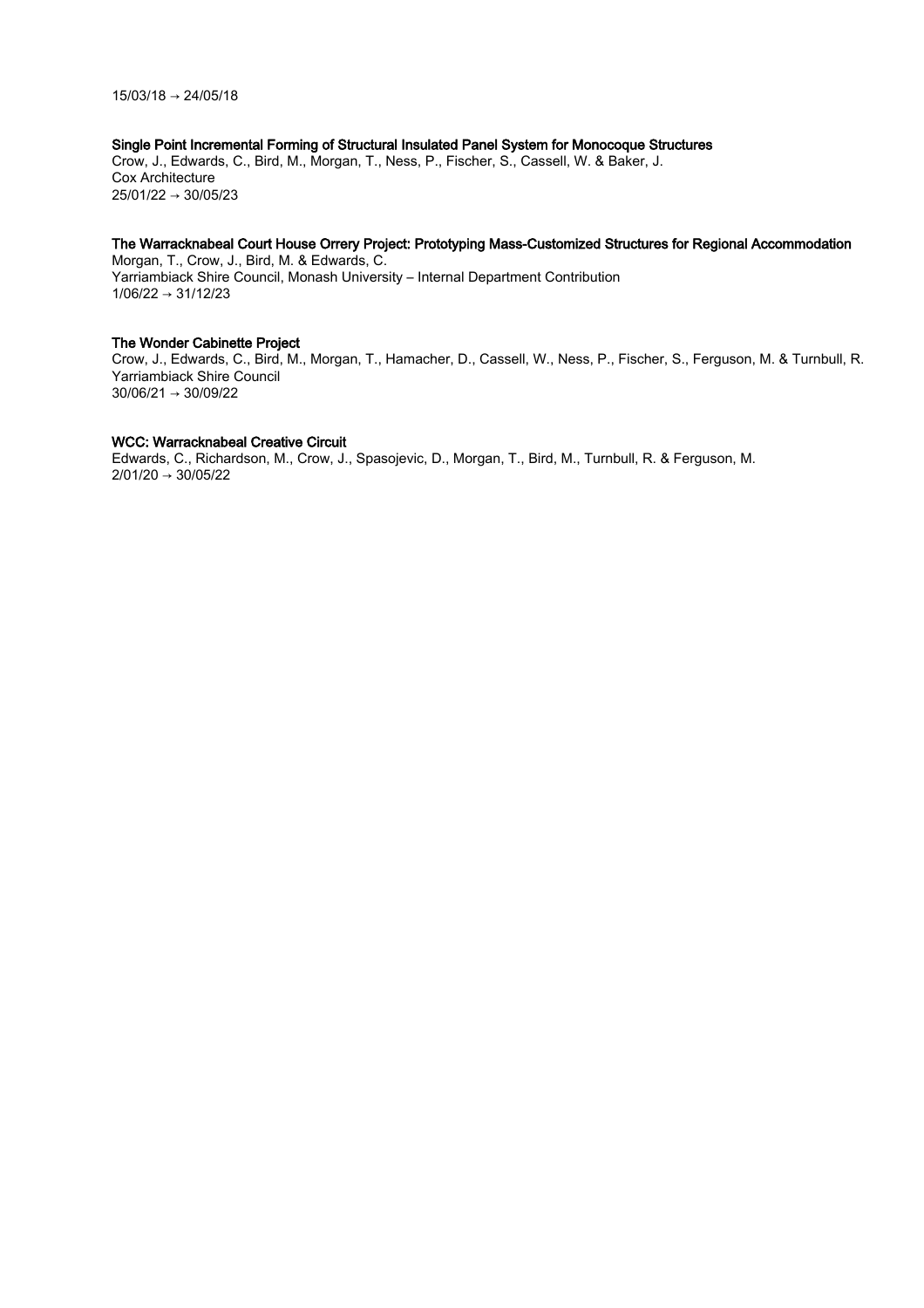15/03/18 → 24/05/18

**Single Point Incremental Forming of Structural Insulated Panel System for Monocoque Structures**
Crow, J., Edwards, C., Bird, M., Morgan, T., Ness, P., Fischer, S., Cassell, W. & Baker, J.
Cox Architecture
25/01/22 → 30/05/23

**The Warracknabeal Court House Orrery Project: Prototyping Mass-Customized Structures for Regional Accommodation**
Morgan, T., Crow, J., Bird, M. & Edwards, C.
Yarriambiack Shire Council, Monash University – Internal Department Contribution
1/06/22 → 31/12/23

**The Wonder Cabinette Project**
Crow, J., Edwards, C., Bird, M., Morgan, T., Hamacher, D., Cassell, W., Ness, P., Fischer, S., Ferguson, M. & Turnbull, R.
Yarriambiack Shire Council
30/06/21 → 30/09/22

**WCC: Warracknabeal Creative Circuit**
Edwards, C., Richardson, M., Crow, J., Spasojevic, D., Morgan, T., Bird, M., Turnbull, R. & Ferguson, M.
2/01/20 → 30/05/22